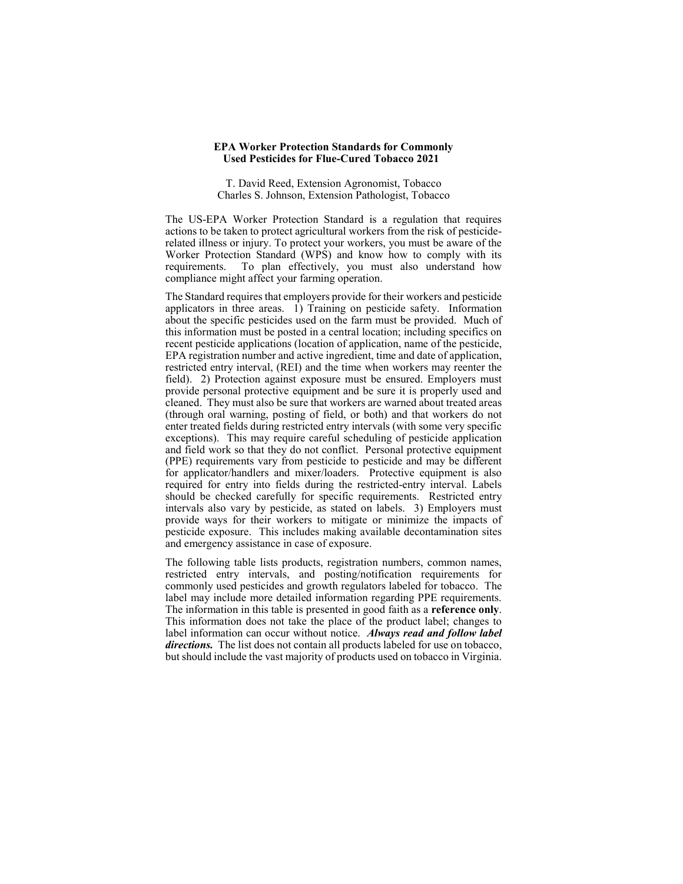# EPA Worker Protection Standards for Commonly Used Pesticides for Flue-Cured Tobacco 2021

T. David Reed, Extension Agronomist, Tobacco
Charles S. Johnson, Extension Pathologist, Tobacco

The US-EPA Worker Protection Standard is a regulation that requires actions to be taken to protect agricultural workers from the risk of pesticide-related illness or injury. To protect your workers, you must be aware of the Worker Protection Standard (WPS) and know how to comply with its requirements. To plan effectively, you must also understand how compliance might affect your farming operation.

The Standard requires that employers provide for their workers and pesticide applicators in three areas. 1) Training on pesticide safety. Information about the specific pesticides used on the farm must be provided. Much of this information must be posted in a central location; including specifics on recent pesticide applications (location of application, name of the pesticide, EPA registration number and active ingredient, time and date of application, restricted entry interval, (REI) and the time when workers may reenter the field). 2) Protection against exposure must be ensured. Employers must provide personal protective equipment and be sure it is properly used and cleaned. They must also be sure that workers are warned about treated areas (through oral warning, posting of field, or both) and that workers do not enter treated fields during restricted entry intervals (with some very specific exceptions). This may require careful scheduling of pesticide application and field work so that they do not conflict. Personal protective equipment (PPE) requirements vary from pesticide to pesticide and may be different for applicator/handlers and mixer/loaders. Protective equipment is also required for entry into fields during the restricted-entry interval. Labels should be checked carefully for specific requirements. Restricted entry intervals also vary by pesticide, as stated on labels. 3) Employers must provide ways for their workers to mitigate or minimize the impacts of pesticide exposure. This includes making available decontamination sites and emergency assistance in case of exposure.

The following table lists products, registration numbers, common names, restricted entry intervals, and posting/notification requirements for commonly used pesticides and growth regulators labeled for tobacco. The label may include more detailed information regarding PPE requirements. The information in this table is presented in good faith as a **reference only**. This information does not take the place of the product label; changes to label information can occur without notice. ***Always read and follow label directions.*** The list does not contain all products labeled for use on tobacco, but should include the vast majority of products used on tobacco in Virginia.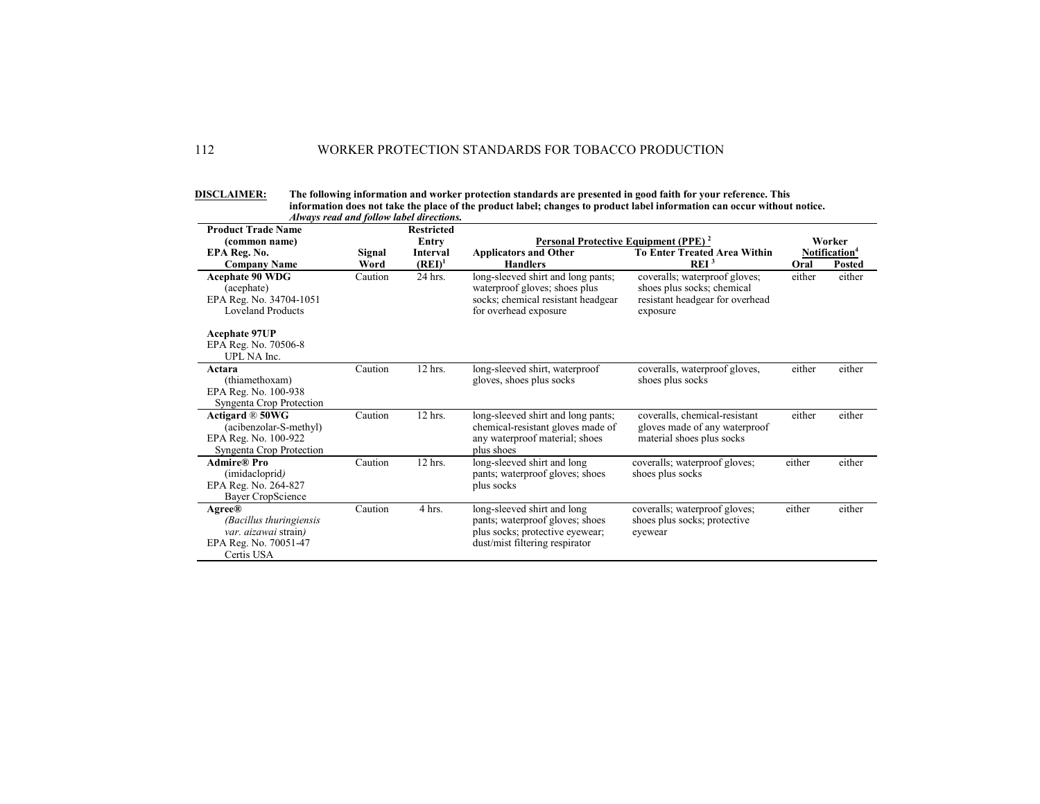**DISCLAIMER:** **The following information and worker protection standards are presented in good faith for your reference. This information does not take the place of the product label; changes to product label information can occur without notice.** ***Always read and follow label directions.***

| Product Trade Name (common name) EPA Reg. No. Company Name | Signal Word | Restricted Entry Interval (REI)[1] | Personal Protective Equipment (PPE)[2] | | Worker Notification[4] | |
|---|---|---|---|---|---|---|
| | | | Applicators and Other Handlers | To Enter Treated Area Within REI[3] | Oral | Posted |
| **Acephate 90 WDG** (acephate) EPA Reg. No. 34704-1051 Loveland Products<br><br>**Acephate 97UP** EPA Reg. No. 70506-8 UPL NA Inc. | Caution | 24 hrs. | long-sleeved shirt and long pants; waterproof gloves; shoes plus socks; chemical resistant headgear for overhead exposure | coveralls; waterproof gloves; shoes plus socks; chemical resistant headgear for overhead exposure | either | either |
| **Actara** (thiamethoxam) EPA Reg. No. 100-938 Syngenta Crop Protection | Caution | 12 hrs. | long-sleeved shirt, waterproof gloves, shoes plus socks | coveralls, waterproof gloves, shoes plus socks | either | either |
| **Actigard ® 50WG** (acibenzolar-S-methyl) EPA Reg. No. 100-922 Syngenta Crop Protection | Caution | 12 hrs. | long-sleeved shirt and long pants; chemical-resistant gloves made of any waterproof material; shoes plus shoes | coveralls, chemical-resistant gloves made of any waterproof material shoes plus socks | either | either |
| **Admire® Pro** (imidacloprid) EPA Reg. No. 264-827 Bayer CropScience | Caution | 12 hrs. | long-sleeved shirt and long pants; waterproof gloves; shoes plus socks | coveralls; waterproof gloves; shoes plus socks | either | either |
| **Agree®** (*Bacillus thuringiensis var. aizawai* strain) EPA Reg. No. 70051-47 Certis USA | Caution | 4 hrs. | long-sleeved shirt and long pants; waterproof gloves; shoes plus socks; protective eyewear; dust/mist filtering respirator | coveralls; waterproof gloves; shoes plus socks; protective eyewear | either | either |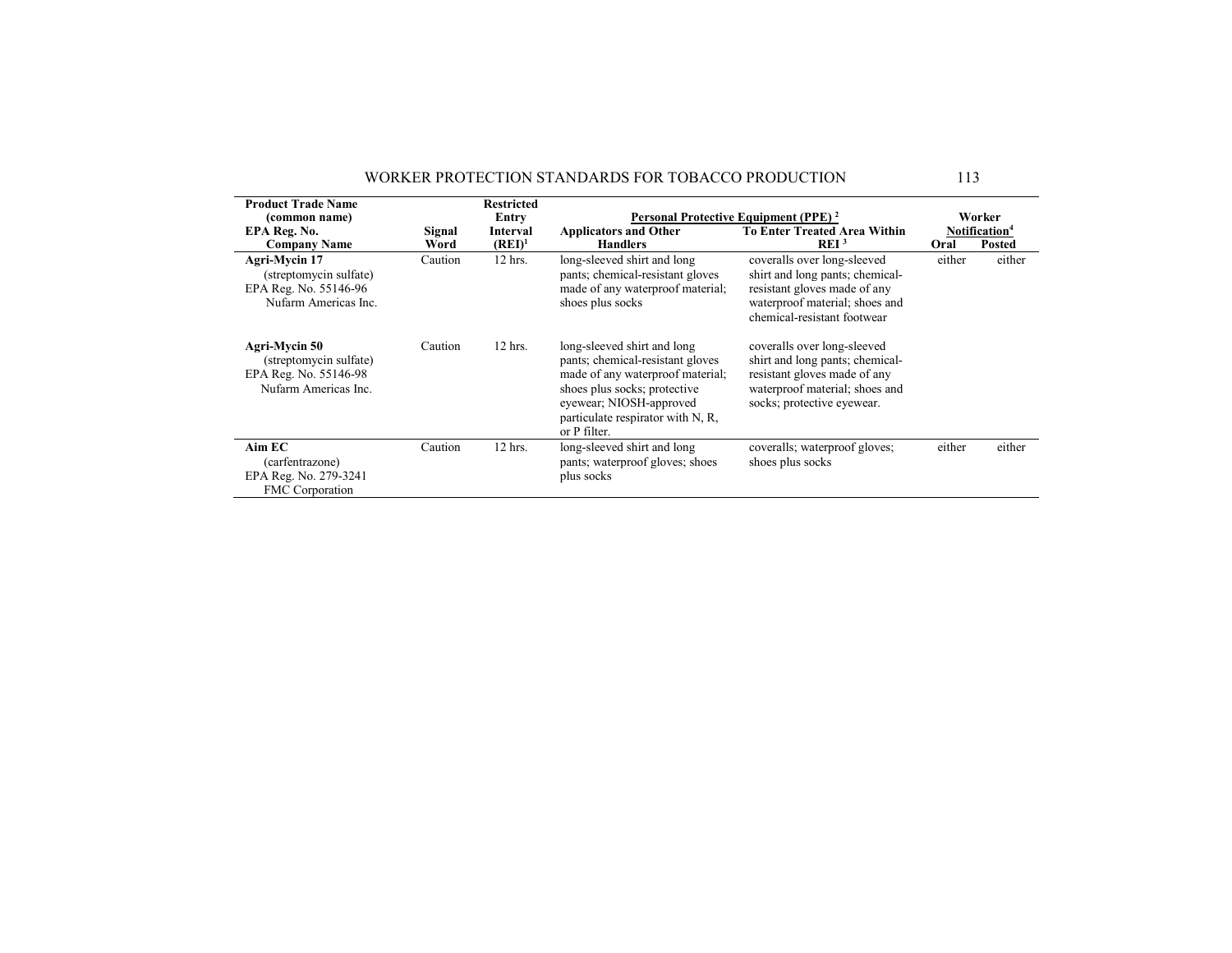| Product Trade Name (common name) EPA Reg. No. Company Name | Signal Word | Restricted Entry Interval (REI)[1] | Personal Protective Equipment (PPE) [2] | | Worker Notification[4] | |
|---|---|---|---|---|---|---|
| | | | Applicators and Other Handlers | To Enter Treated Area Within REI [3] | Oral | Posted |
| **Agri-Mycin 17** (streptomycin sulfate) EPA Reg. No. 55146-96 Nufarm Americas Inc. | Caution | 12 hrs. | long-sleeved shirt and long pants; chemical-resistant gloves made of any waterproof material; shoes plus socks | coveralls over long-sleeved shirt and long pants; chemical-resistant gloves made of any waterproof material; shoes and chemical-resistant footwear | either | either |
| **Agri-Mycin 50** (streptomycin sulfate) EPA Reg. No. 55146-98 Nufarm Americas Inc. | Caution | 12 hrs. | long-sleeved shirt and long pants; chemical-resistant gloves made of any waterproof material; shoes plus socks; protective eyewear; NIOSH-approved particulate respirator with N, R, or P filter. | coveralls over long-sleeved shirt and long pants; chemical-resistant gloves made of any waterproof material; shoes and socks; protective eyewear. | | |
| **Aim EC** (carfentrazone) EPA Reg. No. 279-3241 FMC Corporation | Caution | 12 hrs. | long-sleeved shirt and long pants; waterproof gloves; shoes plus socks | coveralls; waterproof gloves; shoes plus socks | either | either |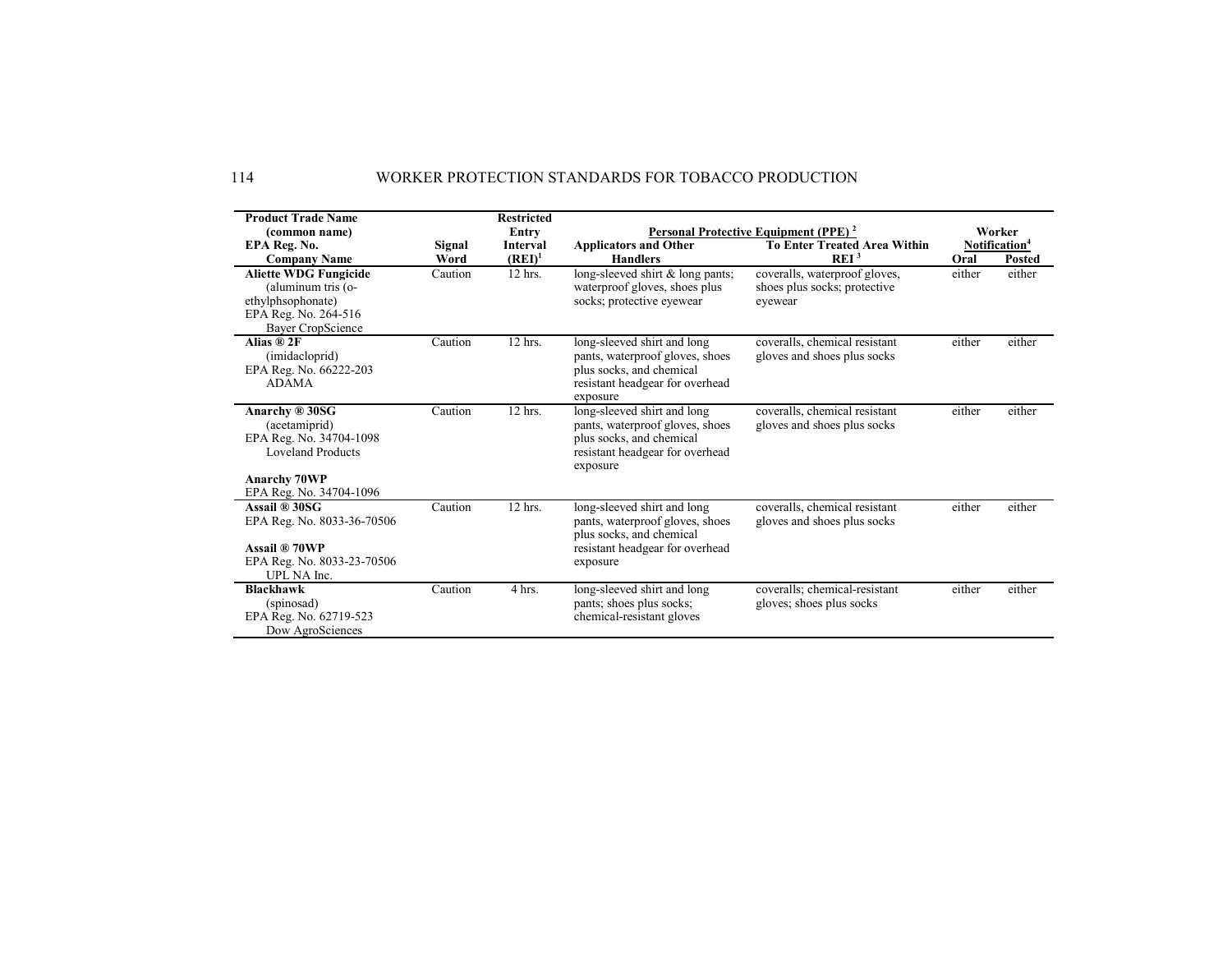| Product Trade Name (common name) EPA Reg. No. Company Name | Signal Word | Restricted Entry Interval (REI)[1] | Personal Protective Equipment (PPE) [2] | | Worker Notification[4] | |
|---|---|---|---|---|---|---|
| | | | Applicators and Other Handlers | To Enter Treated Area Within REI [3] | Oral | Posted |
| **Aliette WDG Fungicide** (aluminum tris (o-ethylphsophonate) EPA Reg. No. 264-516 Bayer CropScience | Caution | 12 hrs. | long-sleeved shirt & long pants; waterproof gloves, shoes plus socks; protective eyewear | coveralls, waterproof gloves, shoes plus socks; protective eyewear | either | either |
| **Alias ® 2F** (imidacloprid) EPA Reg. No. 66222-203 ADAMA | Caution | 12 hrs. | long-sleeved shirt and long pants, waterproof gloves, shoes plus socks, and chemical resistant headgear for overhead exposure | coveralls, chemical resistant gloves and shoes plus socks | either | either |
| **Anarchy ® 30SG** (acetamiprid) EPA Reg. No. 34704-1098 Loveland Products<br><br>**Anarchy 70WP** EPA Reg. No. 34704-1096 | Caution | 12 hrs. | long-sleeved shirt and long pants, waterproof gloves, shoes plus socks, and chemical resistant headgear for overhead exposure | coveralls, chemical resistant gloves and shoes plus socks | either | either |
| **Assail ® 30SG** EPA Reg. No. 8033-36-70506<br><br>**Assail ® 70WP** EPA Reg. No. 8033-23-70506 UPL NA Inc. | Caution | 12 hrs. | long-sleeved shirt and long pants, waterproof gloves, shoes plus socks, and chemical resistant headgear for overhead exposure | coveralls, chemical resistant gloves and shoes plus socks | either | either |
| **Blackhawk** (spinosad) EPA Reg. No. 62719-523 Dow AgroSciences | Caution | 4 hrs. | long-sleeved shirt and long pants; shoes plus socks; chemical-resistant gloves | coveralls; chemical-resistant gloves; shoes plus socks | either | either |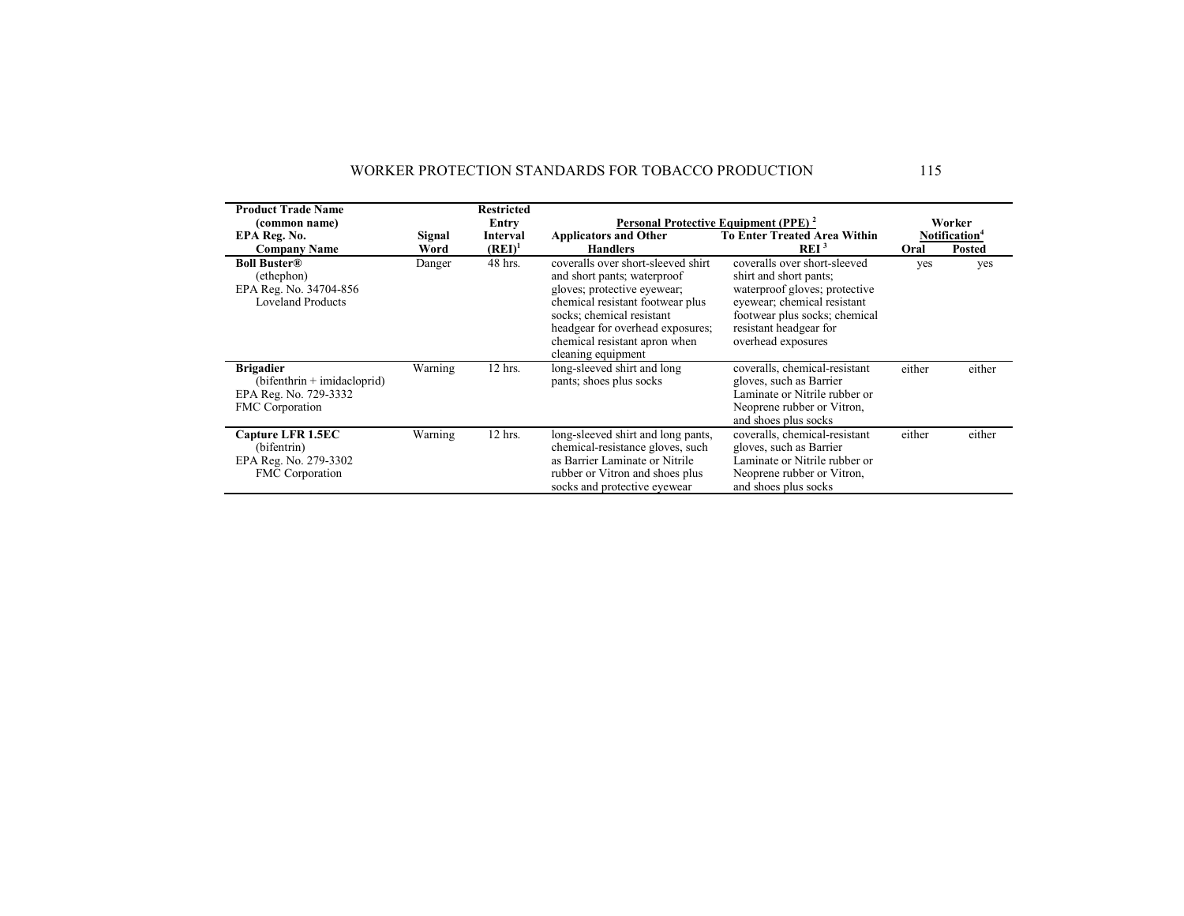| Product Trade Name (common name) EPA Reg. No. Company Name | Signal Word | Restricted Entry Interval (REI)[1] | Personal Protective Equipment (PPE)[2] | | Worker Notification[4] | |
|---|---|---|---|---|---|---|
| | | | Applicators and Other Handlers | To Enter Treated Area Within REI[3] | Oral | Posted |
| **Boll Buster®** (ethephon) EPA Reg. No. 34704-856 Loveland Products | Danger | 48 hrs. | coveralls over short-sleeved shirt and short pants; waterproof gloves; protective eyewear; chemical resistant footwear plus socks; chemical resistant headgear for overhead exposures; chemical resistant apron when cleaning equipment | coveralls over short-sleeved shirt and short pants; waterproof gloves; protective eyewear; chemical resistant footwear plus socks; chemical resistant headgear for overhead exposures | yes | yes |
| **Brigadier** (bifenthrin + imidacloprid) EPA Reg. No. 729-3332 FMC Corporation | Warning | 12 hrs. | long-sleeved shirt and long pants; shoes plus socks | coveralls, chemical-resistant gloves, such as Barrier Laminate or Nitrile rubber or Neoprene rubber or Vitron, and shoes plus socks | either | either |
| **Capture LFR 1.5EC** (bifentrin) EPA Reg. No. 279-3302 FMC Corporation | Warning | 12 hrs. | long-sleeved shirt and long pants, chemical-resistance gloves, such as Barrier Laminate or Nitrile rubber or Vitron and shoes plus socks and protective eyewear | coveralls, chemical-resistant gloves, such as Barrier Laminate or Nitrile rubber or Neoprene rubber or Vitron, and shoes plus socks | either | either |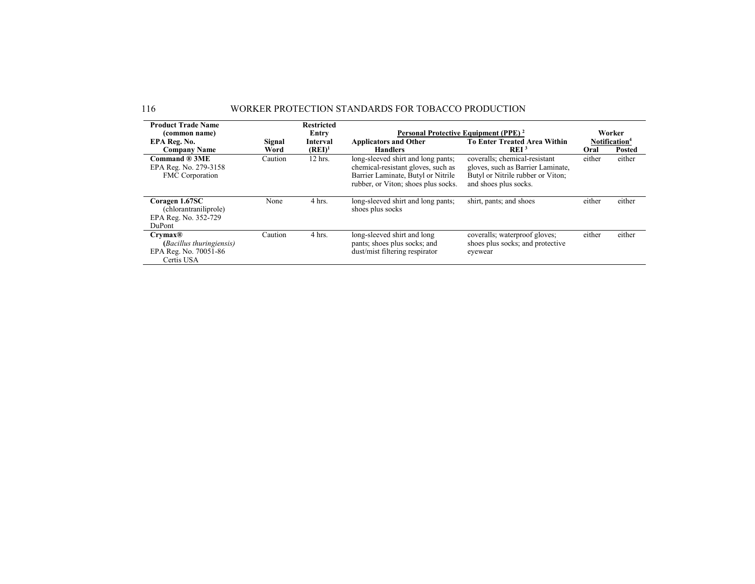| Product Trade Name (common name) EPA Reg. No. Company Name | Signal Word | Restricted Entry Interval (REI)[1] | Personal Protective Equipment (PPE) [2] | | Worker Notification[4] | |
|---|---|---|---|---|---|---|
| | | | Applicators and Other Handlers | To Enter Treated Area Within REI [3] | Oral | Posted |
| **Command ® 3ME** EPA Reg. No. 279-3158 FMC Corporation | Caution | 12 hrs. | long-sleeved shirt and long pants; chemical-resistant gloves, such as Barrier Laminate, Butyl or Nitrile rubber, or Viton; shoes plus socks. | coveralls; chemical-resistant gloves, such as Barrier Laminate, Butyl or Nitrile rubber or Viton; and shoes plus socks. | either | either |
| **Coragen 1.67SC** (chlorantraniliprole) EPA Reg. No. 352-729 DuPont | None | 4 hrs. | long-sleeved shirt and long pants; shoes plus socks | shirt, pants; and shoes | either | either |
| **Crymax®** (*Bacillus thuringiensis)* EPA Reg. No. 70051-86 Certis USA | Caution | 4 hrs. | long-sleeved shirt and long pants; shoes plus socks; and dust/mist filtering respirator | coveralls; waterproof gloves; shoes plus socks; and protective eyewear | either | either |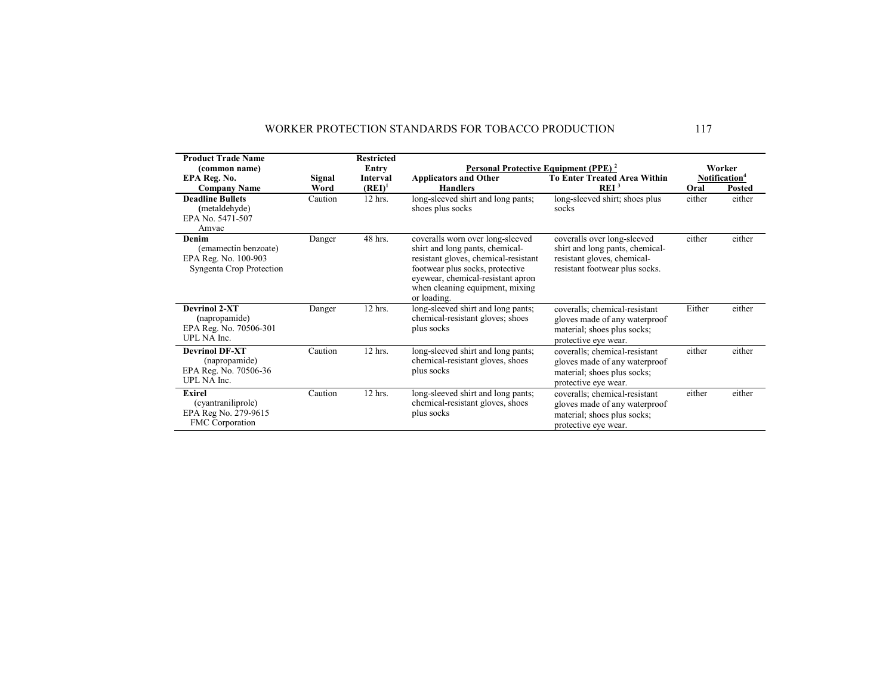| Product Trade Name (common name) EPA Reg. No. Company Name | Signal Word | Restricted Entry Interval (REI)[1] | Personal Protective Equipment (PPE)[2] | | Worker Notification[4] | |
|---|---|---|---|---|---|---|
| | | | Applicators and Other Handlers | To Enter Treated Area Within REI[3] | Oral | Posted |
| **Deadline Bullets** (metaldehyde) EPA No. 5471-507 Amvac | Caution | 12 hrs. | long-sleeved shirt and long pants; shoes plus socks | long-sleeved shirt; shoes plus socks | either | either |
| **Denim** (emamectin benzoate) EPA Reg. No. 100-903 Syngenta Crop Protection | Danger | 48 hrs. | coveralls worn over long-sleeved shirt and long pants, chemical-resistant gloves, chemical-resistant footwear plus socks, protective eyewear, chemical-resistant apron when cleaning equipment, mixing or loading. | coveralls over long-sleeved shirt and long pants, chemical-resistant gloves, chemical-resistant footwear plus socks. | either | either |
| **Devrinol 2-XT** (napropamide) EPA Reg. No. 70506-301 UPL NA Inc. | Danger | 12 hrs. | long-sleeved shirt and long pants; chemical-resistant gloves; shoes plus socks | coveralls; chemical-resistant gloves made of any waterproof material; shoes plus socks; protective eye wear. | Either | either |
| **Devrinol DF-XT** (napropamide) EPA Reg. No. 70506-36 UPL NA Inc. | Caution | 12 hrs. | long-sleeved shirt and long pants; chemical-resistant gloves, shoes plus socks | coveralls; chemical-resistant gloves made of any waterproof material; shoes plus socks; protective eye wear. | either | either |
| **Exirel** (cyantraniliprole) EPA Reg No. 279-9615 FMC Corporation | Caution | 12 hrs. | long-sleeved shirt and long pants; chemical-resistant gloves, shoes plus socks | coveralls; chemical-resistant gloves made of any waterproof material; shoes plus socks; protective eye wear. | either | either |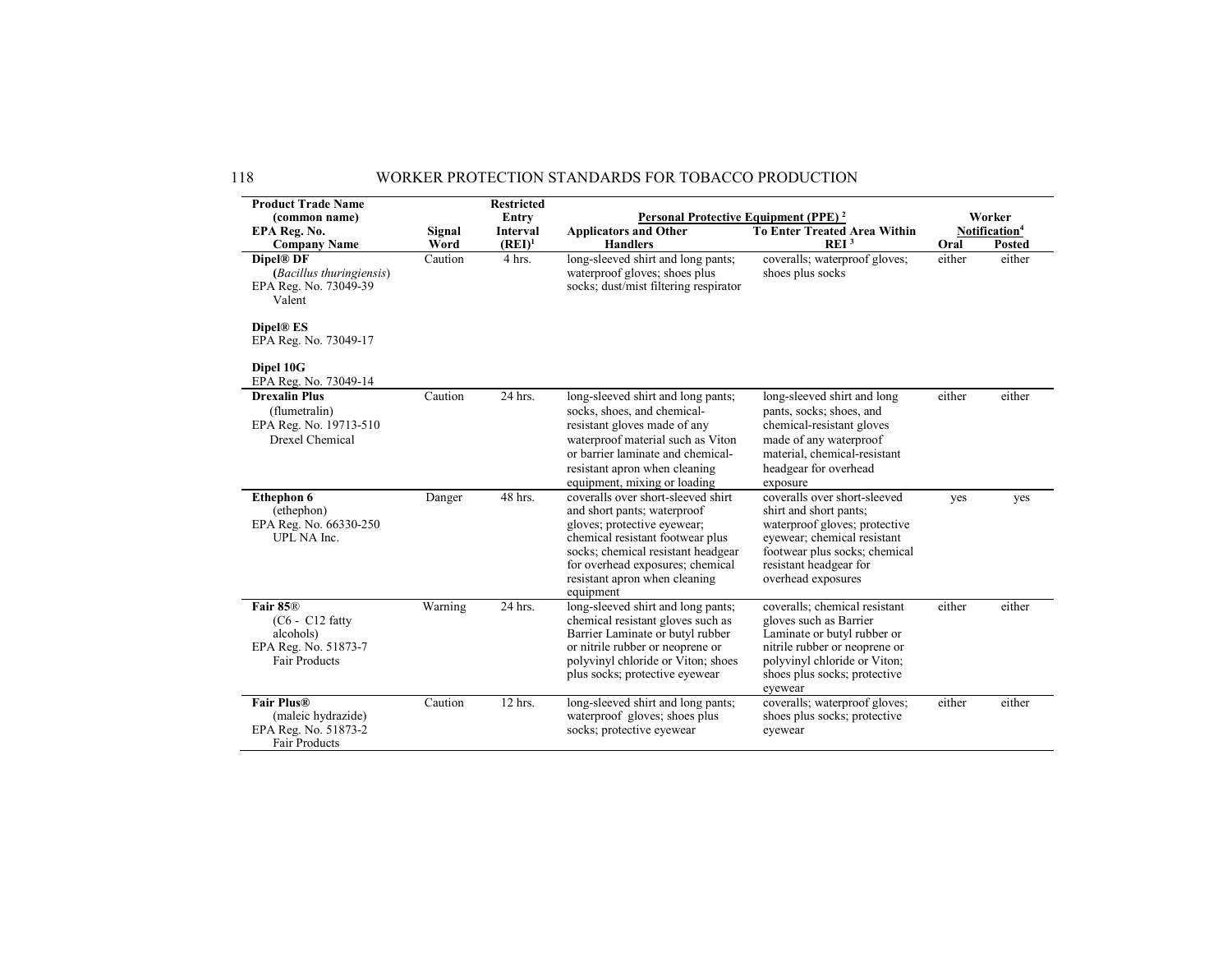| Product Trade Name (common name) EPA Reg. No. Company Name | Signal Word | Restricted Entry Interval (REI)[1] | Personal Protective Equipment (PPE) [2] | | Worker Notification[4] | |
|---|---|---|---|---|---|---|
| | | | Applicators and Other Handlers | To Enter Treated Area Within REI [3] | Oral | Posted |
| **Dipel® DF** (*Bacillus thuringiensis*) EPA Reg. No. 73049-39 Valent<br><br>**Dipel® ES** EPA Reg. No. 73049-17<br><br>**Dipel 10G** EPA Reg. No. 73049-14 | Caution | 4 hrs. | long-sleeved shirt and long pants; waterproof gloves; shoes plus socks; dust/mist filtering respirator | coveralls; waterproof gloves; shoes plus socks | either | either |
| **Drexalin Plus** (flumetralin) EPA Reg. No. 19713-510 Drexel Chemical | Caution | 24 hrs. | long-sleeved shirt and long pants; socks, shoes, and chemical-resistant gloves made of any waterproof material such as Viton or barrier laminate and chemical-resistant apron when cleaning equipment, mixing or loading | long-sleeved shirt and long pants, socks; shoes, and chemical-resistant gloves made of any waterproof material, chemical-resistant headgear for overhead exposure | either | either |
| **Ethephon 6** (ethephon) EPA Reg. No. 66330-250 UPL NA Inc. | Danger | 48 hrs. | coveralls over short-sleeved shirt and short pants; waterproof gloves; protective eyewear; chemical resistant footwear plus socks; chemical resistant headgear for overhead exposures; chemical resistant apron when cleaning equipment | coveralls over short-sleeved shirt and short pants; waterproof gloves; protective eyewear; chemical resistant footwear plus socks; chemical resistant headgear for overhead exposures | yes | yes |
| **Fair 85®** (C6 - C12 fatty alcohols) EPA Reg. No. 51873-7 Fair Products | Warning | 24 hrs. | long-sleeved shirt and long pants; chemical resistant gloves such as Barrier Laminate or butyl rubber or nitrile rubber or neoprene or polyvinyl chloride or Viton; shoes plus socks; protective eyewear | coveralls; chemical resistant gloves such as Barrier Laminate or butyl rubber or nitrile rubber or neoprene or polyvinyl chloride or Viton; shoes plus socks; protective eyewear | either | either |
| **Fair Plus®** (maleic hydrazide) EPA Reg. No. 51873-2 Fair Products | Caution | 12 hrs. | long-sleeved shirt and long pants; waterproof gloves; shoes plus socks; protective eyewear | coveralls; waterproof gloves; shoes plus socks; protective eyewear | either | either |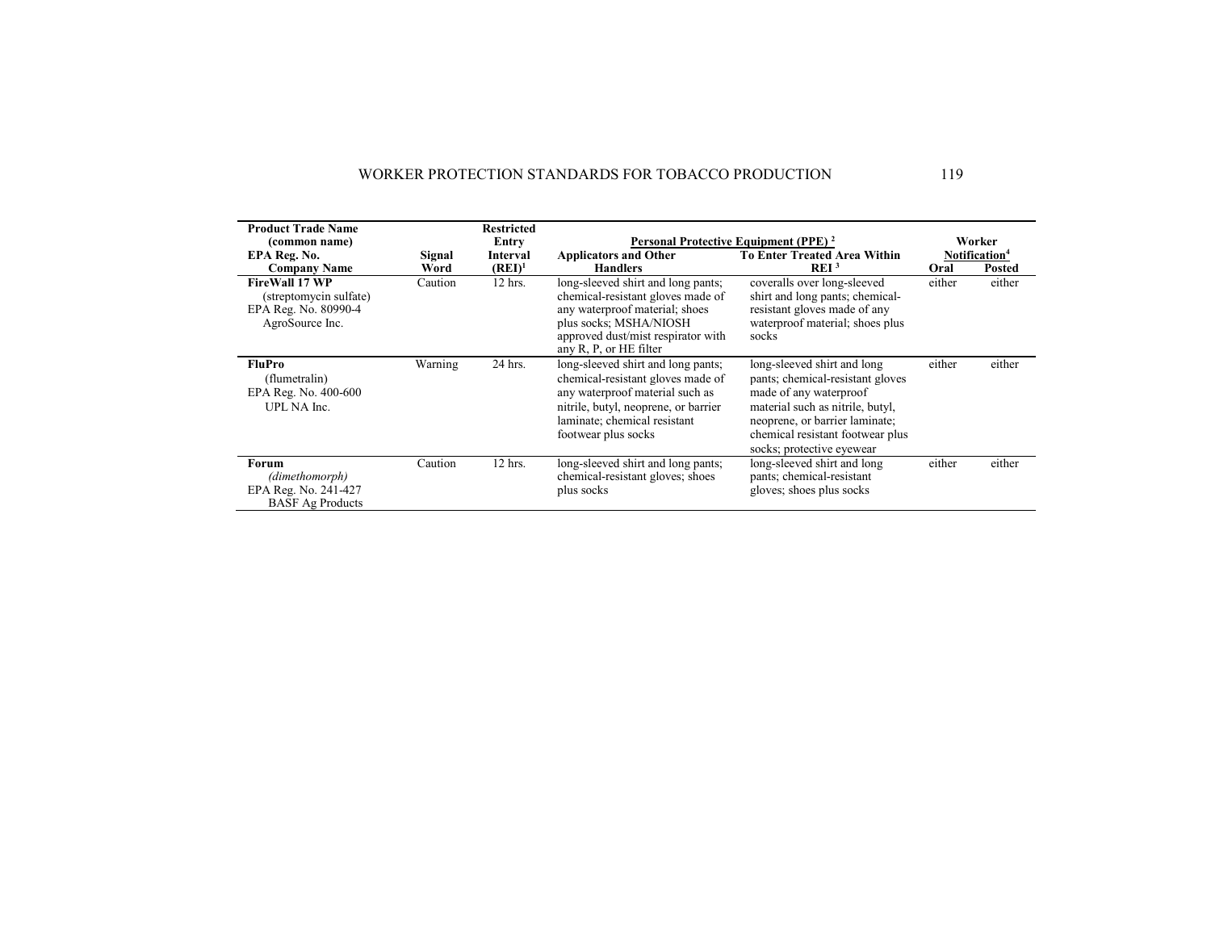| Product Trade Name (common name) EPA Reg. No. Company Name | Signal Word | Restricted Entry Interval (REI)[1] | Personal Protective Equipment (PPE) [2] | | Worker Notification[4] | |
|---|---|---|---|---|---|---|
| | | | Applicators and Other Handlers | To Enter Treated Area Within REI [3] | Oral | Posted |
| **FireWall 17 WP** (streptomycin sulfate) EPA Reg. No. 80990-4 AgroSource Inc. | Caution | 12 hrs. | long-sleeved shirt and long pants; chemical-resistant gloves made of any waterproof material; shoes plus socks; MSHA/NIOSH approved dust/mist respirator with any R, P, or HE filter | coveralls over long-sleeved shirt and long pants; chemical-resistant gloves made of any waterproof material; shoes plus socks | either | either |
| **FluPro** (flumetralin) EPA Reg. No. 400-600 UPL NA Inc. | Warning | 24 hrs. | long-sleeved shirt and long pants; chemical-resistant gloves made of any waterproof material such as nitrile, butyl, neoprene, or barrier laminate; chemical resistant footwear plus socks | long-sleeved shirt and long pants; chemical-resistant gloves made of any waterproof material such as nitrile, butyl, neoprene, or barrier laminate; chemical resistant footwear plus socks; protective eyewear | either | either |
| **Forum** *(dimethomorph)* EPA Reg. No. 241-427 BASF Ag Products | Caution | 12 hrs. | long-sleeved shirt and long pants; chemical-resistant gloves; shoes plus socks | long-sleeved shirt and long pants; chemical-resistant gloves; shoes plus socks | either | either |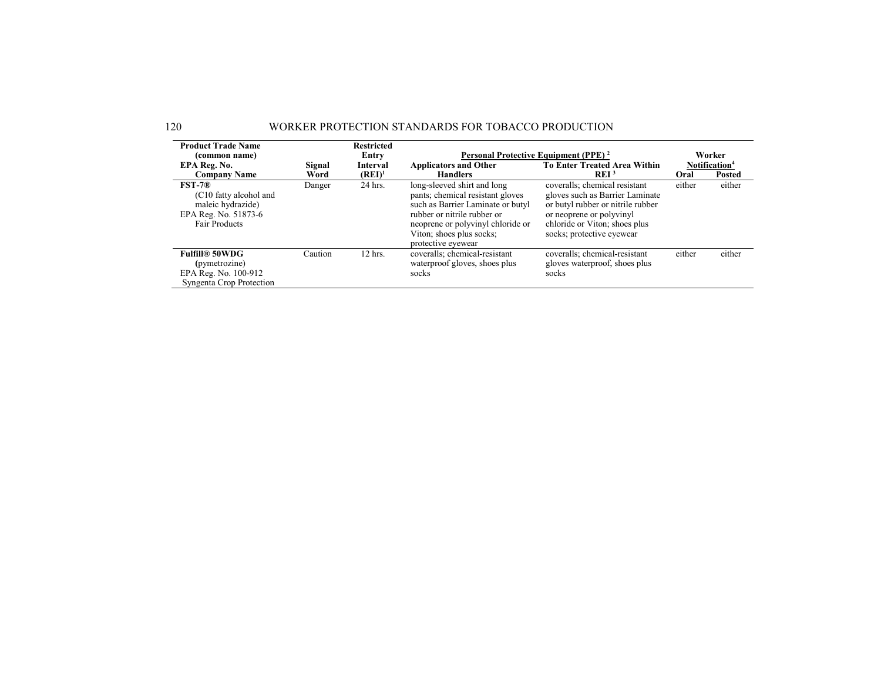| Product Trade Name (common name) EPA Reg. No. Company Name | Signal Word | Restricted Entry Interval (REI)[1] | Personal Protective Equipment (PPE) [2] Applicators and Other Handlers | To Enter Treated Area Within REI [3] | Worker Notification[4] Oral | Posted |
|---|---|---|---|---|---|---|
| **FST-7®** (C10 fatty alcohol and maleic hydrazide) EPA Reg. No. 51873-6 Fair Products | Danger | 24 hrs. | long-sleeved shirt and long pants; chemical resistant gloves such as Barrier Laminate or butyl rubber or nitrile rubber or neoprene or polyvinyl chloride or Viton; shoes plus socks; protective eyewear | coveralls; chemical resistant gloves such as Barrier Laminate or butyl rubber or nitrile rubber or neoprene or polyvinyl chloride or Viton; shoes plus socks; protective eyewear | either | either |
| **Fulfill® 50WDG** (pymetrozine) EPA Reg. No. 100-912 Syngenta Crop Protection | Caution | 12 hrs. | coveralls; chemical-resistant waterproof gloves, shoes plus socks | coveralls; chemical-resistant gloves waterproof, shoes plus socks | either | either |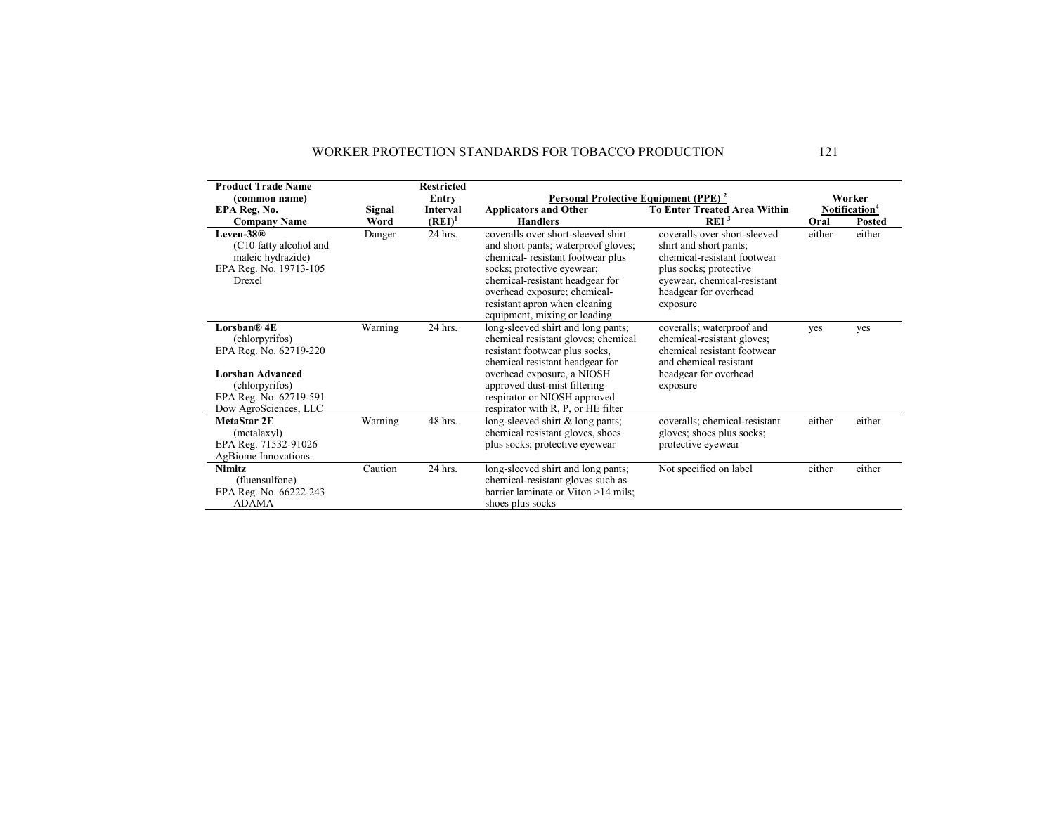| Product Trade Name (common name) EPA Reg. No. Company Name | Signal Word | Restricted Entry Interval (REI)[1] | Personal Protective Equipment (PPE) [2] | | Worker Notification[4] | |
|---|---|---|---|---|---|---|
| | | | Applicators and Other Handlers | To Enter Treated Area Within REI [3] | Oral | Posted |
| **Leven-38®** (C10 fatty alcohol and maleic hydrazide) EPA Reg. No. 19713-105 Drexel | Danger | 24 hrs. | coveralls over short-sleeved shirt and short pants; waterproof gloves; chemical- resistant footwear plus socks; protective eyewear; chemical-resistant headgear for overhead exposure; chemical-resistant apron when cleaning equipment, mixing or loading | coveralls over short-sleeved shirt and short pants; chemical-resistant footwear plus socks; protective eyewear, chemical-resistant headgear for overhead exposure | either | either |
| **Lorsban® 4E** (chlorpyrifos) EPA Reg. No. 62719-220 **Lorsban Advanced** (chlorpyrifos) EPA Reg. No. 62719-591 Dow AgroSciences, LLC | Warning | 24 hrs. | long-sleeved shirt and long pants; chemical resistant gloves; chemical resistant footwear plus socks, chemical resistant headgear for overhead exposure, a NIOSH approved dust-mist filtering respirator or NIOSH approved respirator with R, P, or HE filter | coveralls; waterproof and chemical-resistant gloves; chemical resistant footwear and chemical resistant headgear for overhead exposure | yes | yes |
| **MetaStar 2E** (metalaxyl) EPA Reg. 71532-91026 AgBiome Innovations. | Warning | 48 hrs. | long-sleeved shirt & long pants; chemical resistant gloves, shoes plus socks; protective eyewear | coveralls; chemical-resistant gloves; shoes plus socks; protective eyewear | either | either |
| **Nimitz** (fluensulfone) EPA Reg. No. 66222-243 ADAMA | Caution | 24 hrs. | long-sleeved shirt and long pants; chemical-resistant gloves such as barrier laminate or Viton >14 mils; shoes plus socks | Not specified on label | either | either |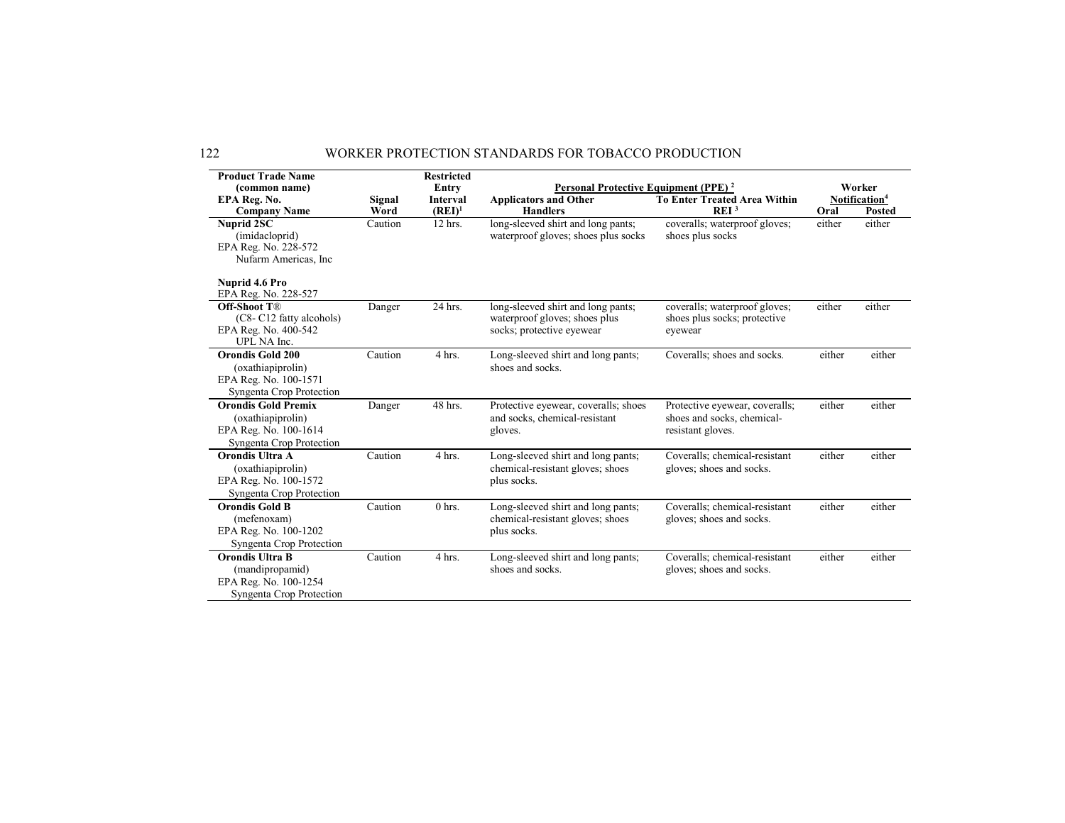| Product Trade Name (common name) EPA Reg. No. Company Name | Signal Word | Restricted Entry Interval (REI)[1] | Personal Protective Equipment (PPE) [2] | | Worker Notification[4] | |
|---|---|---|---|---|---|---|
| | | | Applicators and Other Handlers | To Enter Treated Area Within REI [3] | Oral | Posted |
| **Nuprid 2SC** (imidacloprid) EPA Reg. No. 228-572 Nufarm Americas, Inc<br><br>**Nuprid 4.6 Pro** EPA Reg. No. 228-527 | Caution | 12 hrs. | long-sleeved shirt and long pants; waterproof gloves; shoes plus socks | coveralls; waterproof gloves; shoes plus socks | either | either |
| **Off-Shoot T**® (C8- C12 fatty alcohols) EPA Reg. No. 400-542 UPL NA Inc. | Danger | 24 hrs. | long-sleeved shirt and long pants; waterproof gloves; shoes plus socks; protective eyewear | coveralls; waterproof gloves; shoes plus socks; protective eyewear | either | either |
| **Orondis Gold 200** (oxathiapiprolin) EPA Reg. No. 100-1571 Syngenta Crop Protection | Caution | 4 hrs. | Long-sleeved shirt and long pants; shoes and socks. | Coveralls; shoes and socks. | either | either |
| **Orondis Gold Premix** (oxathiapiprolin) EPA Reg. No. 100-1614 Syngenta Crop Protection | Danger | 48 hrs. | Protective eyewear, coveralls; shoes and socks, chemical-resistant gloves. | Protective eyewear, coveralls; shoes and socks, chemical-resistant gloves. | either | either |
| **Orondis Ultra A** (oxathiapiprolin) EPA Reg. No. 100-1572 Syngenta Crop Protection | Caution | 4 hrs. | Long-sleeved shirt and long pants; chemical-resistant gloves; shoes plus socks. | Coveralls; chemical-resistant gloves; shoes and socks. | either | either |
| **Orondis Gold B** (mefenoxam) EPA Reg. No. 100-1202 Syngenta Crop Protection | Caution | 0 hrs. | Long-sleeved shirt and long pants; chemical-resistant gloves; shoes plus socks. | Coveralls; chemical-resistant gloves; shoes and socks. | either | either |
| **Orondis Ultra B** (mandipropamid) EPA Reg. No. 100-1254 Syngenta Crop Protection | Caution | 4 hrs. | Long-sleeved shirt and long pants; shoes and socks. | Coveralls; chemical-resistant gloves; shoes and socks. | either | either |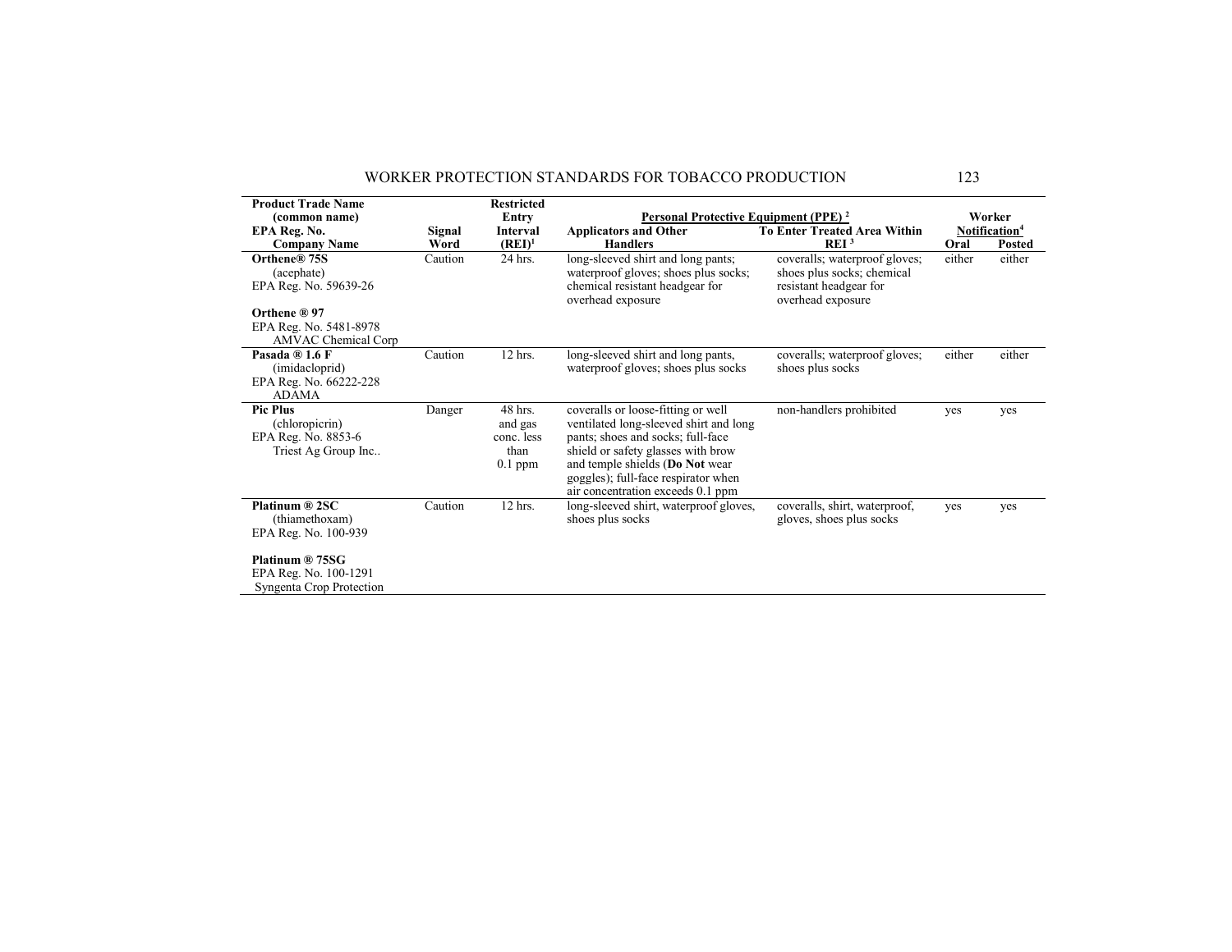| Product Trade Name (common name) EPA Reg. No. Company Name | Signal Word | Restricted Entry Interval (REI)[1] | Personal Protective Equipment (PPE) [2] | | Worker Notification[4] | |
|---|---|---|---|---|---|---|
| | | | Applicators and Other Handlers | To Enter Treated Area Within REI [3] | Oral | Posted |
| **Orthene® 75S** (acephate) EPA Reg. No. 59639-26<br><br>**Orthene ® 97** EPA Reg. No. 5481-8978 AMVAC Chemical Corp | Caution | 24 hrs. | long-sleeved shirt and long pants; waterproof gloves; shoes plus socks; chemical resistant headgear for overhead exposure | coveralls; waterproof gloves; shoes plus socks; chemical resistant headgear for overhead exposure | either | either |
| **Pasada ® 1.6 F** (imidacloprid) EPA Reg. No. 66222-228 ADAMA | Caution | 12 hrs. | long-sleeved shirt and long pants, waterproof gloves; shoes plus socks | coveralls; waterproof gloves; shoes plus socks | either | either |
| **Pic Plus** (chloropicrin) EPA Reg. No. 8853-6 Triest Ag Group Inc.. | Danger | 48 hrs. and gas conc. less than 0.1 ppm | coveralls or loose-fitting or well ventilated long-sleeved shirt and long pants; shoes and socks; full-face shield or safety glasses with brow and temple shields (**Do Not** wear goggles); full-face respirator when air concentration exceeds 0.1 ppm | non-handlers prohibited | yes | yes |
| **Platinum ® 2SC** (thiamethoxam) EPA Reg. No. 100-939<br><br>**Platinum ® 75SG** EPA Reg. No. 100-1291 Syngenta Crop Protection | Caution | 12 hrs. | long-sleeved shirt, waterproof gloves, shoes plus socks | coveralls, shirt, waterproof, gloves, shoes plus socks | yes | yes |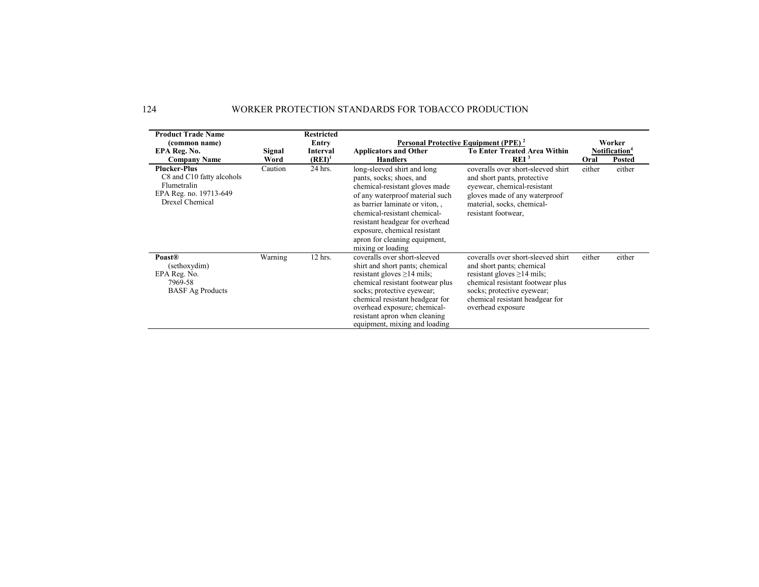| Product Trade Name (common name) EPA Reg. No. Company Name | Signal Word | Restricted Entry Interval (REI)[1] | Personal Protective Equipment (PPE)[2] Applicators and Other Handlers | Personal Protective Equipment (PPE)[2] To Enter Treated Area Within REI[3] | Worker Notification[4] Oral | Worker Notification[4] Posted |
|---|---|---|---|---|---|---|
| **Plucker-Plus** C8 and C10 fatty alcohols Flumetralin EPA Reg. no. 19713-649 Drexel Chemical | Caution | 24 hrs. | long-sleeved shirt and long pants, socks; shoes, and chemical-resistant gloves made of any waterproof material such as barrier laminate or viton, , chemical-resistant chemical-resistant headgear for overhead exposure, chemical resistant apron for cleaning equipment, mixing or loading | coveralls over short-sleeved shirt and short pants, protective eyewear, chemical-resistant gloves made of any waterproof material, socks, chemical-resistant footwear, | either | either |
| **Poast®** (sethoxydim) EPA Reg. No. 7969-58 BASF Ag Products | Warning | 12 hrs. | coveralls over short-sleeved shirt and short pants; chemical resistant gloves ≥14 mils; chemical resistant footwear plus socks; protective eyewear; chemical resistant headgear for overhead exposure; chemical-resistant apron when cleaning equipment, mixing and loading | coveralls over short-sleeved shirt and short pants; chemical resistant gloves ≥14 mils; chemical resistant footwear plus socks; protective eyewear; chemical resistant headgear for overhead exposure | either | either |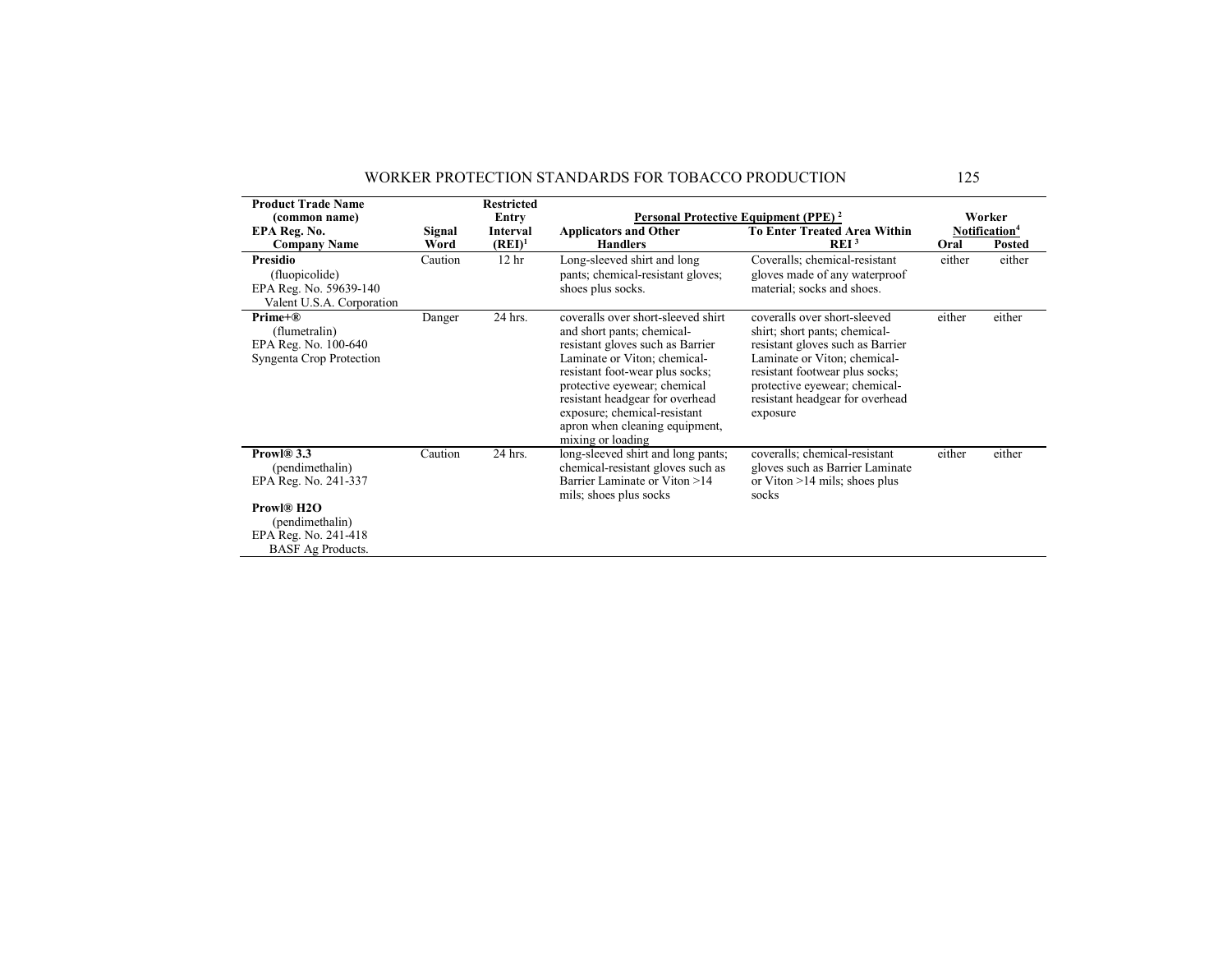| Product Trade Name (common name) EPA Reg. No. Company Name | Signal Word | Restricted Entry Interval (REI)[1] | Personal Protective Equipment (PPE) [2] Applicators and Other Handlers | To Enter Treated Area Within REI [3] | Worker Notification[4] Oral | Posted |
|---|---|---|---|---|---|---|
| **Presidio** (fluopicolide) EPA Reg. No. 59639-140 Valent U.S.A. Corporation | Caution | 12 hr | Long-sleeved shirt and long pants; chemical-resistant gloves; shoes plus socks. | Coveralls; chemical-resistant gloves made of any waterproof material; socks and shoes. | either | either |
| **Prime+®** (flumetralin) EPA Reg. No. 100-640 Syngenta Crop Protection | Danger | 24 hrs. | coveralls over short-sleeved shirt and short pants; chemical-resistant gloves such as Barrier Laminate or Viton; chemical-resistant foot-wear plus socks; protective eyewear; chemical resistant headgear for overhead exposure; chemical-resistant apron when cleaning equipment, mixing or loading | coveralls over short-sleeved shirt; short pants; chemical-resistant gloves such as Barrier Laminate or Viton; chemical-resistant footwear plus socks; protective eyewear; chemical-resistant headgear for overhead exposure | either | either |
| **Prowl® 3.3** (pendimethalin) EPA Reg. No. 241-337<br><br>**Prowl® H2O** (pendimethalin) EPA Reg. No. 241-418 BASF Ag Products. | Caution | 24 hrs. | long-sleeved shirt and long pants; chemical-resistant gloves such as Barrier Laminate or Viton >14 mils; shoes plus socks | coveralls; chemical-resistant gloves such as Barrier Laminate or Viton >14 mils; shoes plus socks | either | either |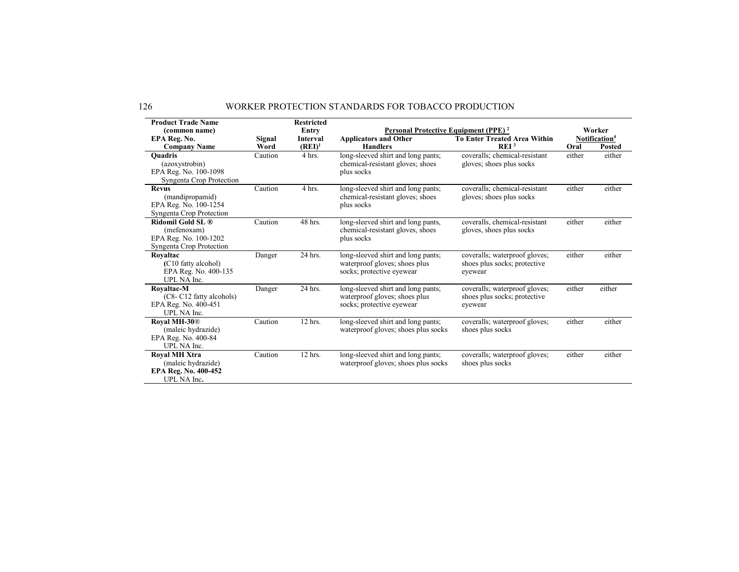| Product Trade Name (common name) EPA Reg. No. Company Name | Signal Word | Restricted Entry Interval (REI)[1] | Personal Protective Equipment (PPE) [2] | | Worker Notification[4] | |
|---|---|---|---|---|---|---|
| | | | Applicators and Other Handlers | To Enter Treated Area Within REI [3] | Oral | Posted |
| **Quadris** (azoxystrobin) EPA Reg. No. 100-1098 Syngenta Crop Protection | Caution | 4 hrs. | long-sleeved shirt and long pants; chemical-resistant gloves; shoes plus socks | coveralls; chemical-resistant gloves; shoes plus socks | either | either |
| **Revus** (mandipropamid) EPA Reg. No. 100-1254 Syngenta Crop Protection | Caution | 4 hrs. | long-sleeved shirt and long pants; chemical-resistant gloves; shoes plus socks | coveralls; chemical-resistant gloves; shoes plus socks | either | either |
| **Ridomil Gold SL ®** (mefenoxam) EPA Reg. No. 100-1202 Syngenta Crop Protection | Caution | 48 hrs. | long-sleeved shirt and long pants, chemical-resistant gloves, shoes plus socks | coveralls, chemical-resistant gloves, shoes plus socks | either | either |
| **Royaltac** (C10 fatty alcohol) EPA Reg. No. 400-135 UPL NA Inc. | Danger | 24 hrs. | long-sleeved shirt and long pants; waterproof gloves; shoes plus socks; protective eyewear | coveralls; waterproof gloves; shoes plus socks; protective eyewear | either | either |
| **Royaltac-M** (C8- C12 fatty alcohols) EPA Reg. No. 400-451 UPL NA Inc. | Danger | 24 hrs. | long-sleeved shirt and long pants; waterproof gloves; shoes plus socks; protective eyewear | coveralls; waterproof gloves; shoes plus socks; protective eyewear | either | either |
| **Royal MH-30**® (maleic hydrazide) EPA Reg. No. 400-84 UPL NA Inc. | Caution | 12 hrs. | long-sleeved shirt and long pants; waterproof gloves; shoes plus socks | coveralls; waterproof gloves; shoes plus socks | either | either |
| **Royal MH Xtra** (maleic hydrazide) **EPA Reg. No. 400-452** UPL NA Inc**.** | Caution | 12 hrs. | long-sleeved shirt and long pants; waterproof gloves; shoes plus socks | coveralls; waterproof gloves; shoes plus socks | either | either |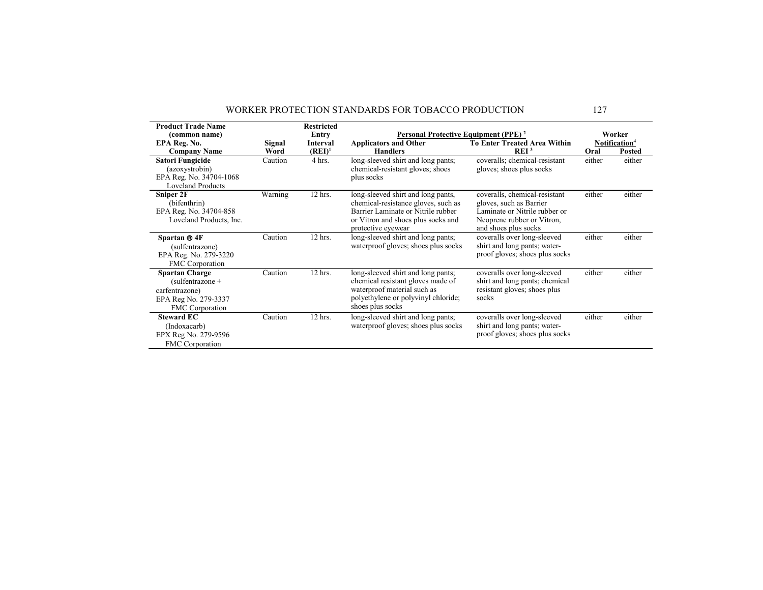| Product Trade Name (common name) EPA Reg. No. Company Name | Signal Word | Restricted Entry Interval (REI)[1] | Personal Protective Equipment (PPE) [2] | | Worker Notification[4] | |
|---|---|---|---|---|---|---|
| | | | Applicators and Other Handlers | To Enter Treated Area Within REI [3] | Oral | Posted |
| **Satori Fungicide** (azoxystrobin) EPA Reg. No. 34704-1068 Loveland Products | Caution | 4 hrs. | long-sleeved shirt and long pants; chemical-resistant gloves; shoes plus socks | coveralls; chemical-resistant gloves; shoes plus socks | either | either |
| **Sniper 2F** (bifenthrin) EPA Reg. No. 34704-858 Loveland Products, Inc. | Warning | 12 hrs. | long-sleeved shirt and long pants, chemical-resistance gloves, such as Barrier Laminate or Nitrile rubber or Vitron and shoes plus socks and protective eyewear | coveralls, chemical-resistant gloves, such as Barrier Laminate or Nitrile rubber or Neoprene rubber or Vitron, and shoes plus socks | either | either |
| **Spartan ® 4F** (sulfentrazone) EPA Reg. No. 279-3220 FMC Corporation | Caution | 12 hrs. | long-sleeved shirt and long pants; waterproof gloves; shoes plus socks | coveralls over long-sleeved shirt and long pants; water-proof gloves; shoes plus socks | either | either |
| **Spartan Charge** (sulfentrazone + carfentrazone) EPA Reg No. 279-3337 FMC Corporation | Caution | 12 hrs. | long-sleeved shirt and long pants; chemical resistant gloves made of waterproof material such as polyethylene or polyvinyl chloride; shoes plus socks | coveralls over long-sleeved shirt and long pants; chemical resistant gloves; shoes plus socks | either | either |
| **Steward EC** (Indoxacarb) EPX Reg No. 279-9596 FMC Corporation | Caution | 12 hrs. | long-sleeved shirt and long pants; waterproof gloves; shoes plus socks | coveralls over long-sleeved shirt and long pants; water-proof gloves; shoes plus socks | either | either |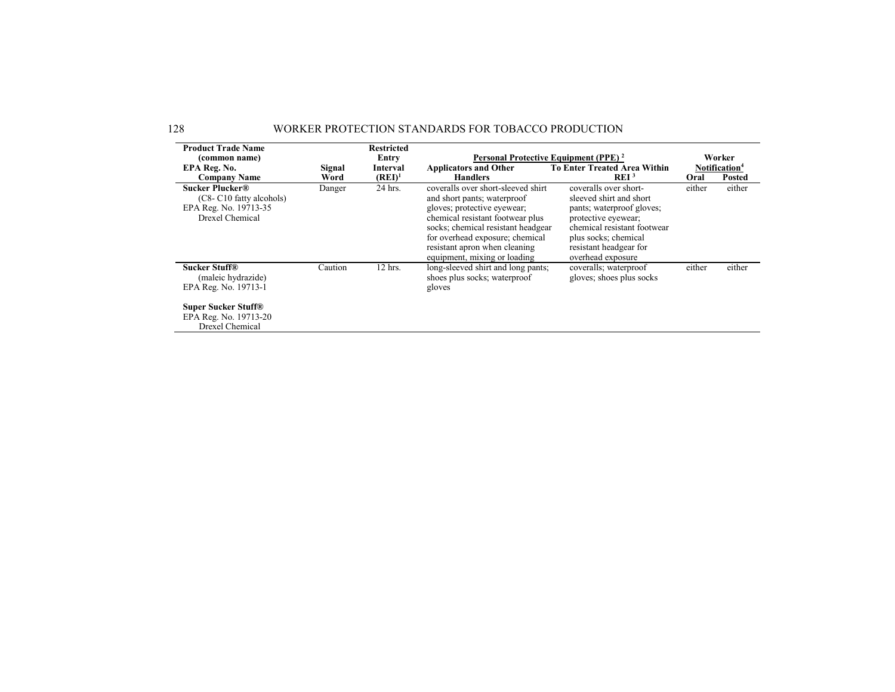| Product Trade Name (common name) EPA Reg. No. Company Name | Signal Word | Restricted Entry Interval (REI)[1] | Personal Protective Equipment (PPE) [2] | | Worker Notification[4] | |
|---|---|---|---|---|---|---|
| | | | Applicators and Other Handlers | To Enter Treated Area Within REI [3] | Oral | Posted |
| **Sucker Plucker®** (C8- C10 fatty alcohols) EPA Reg. No. 19713-35 Drexel Chemical | Danger | 24 hrs. | coveralls over short-sleeved shirt and short pants; waterproof gloves; protective eyewear; chemical resistant footwear plus socks; chemical resistant headgear for overhead exposure; chemical resistant apron when cleaning equipment, mixing or loading | coveralls over short-sleeved shirt and short pants; waterproof gloves; protective eyewear; chemical resistant footwear plus socks; chemical resistant headgear for overhead exposure | either | either |
| **Sucker Stuff®** (maleic hydrazide) EPA Reg. No. 19713-1 **Super Sucker Stuff®** EPA Reg. No. 19713-20 Drexel Chemical | Caution | 12 hrs. | long-sleeved shirt and long pants; shoes plus socks; waterproof gloves | coveralls; waterproof gloves; shoes plus socks | either | either |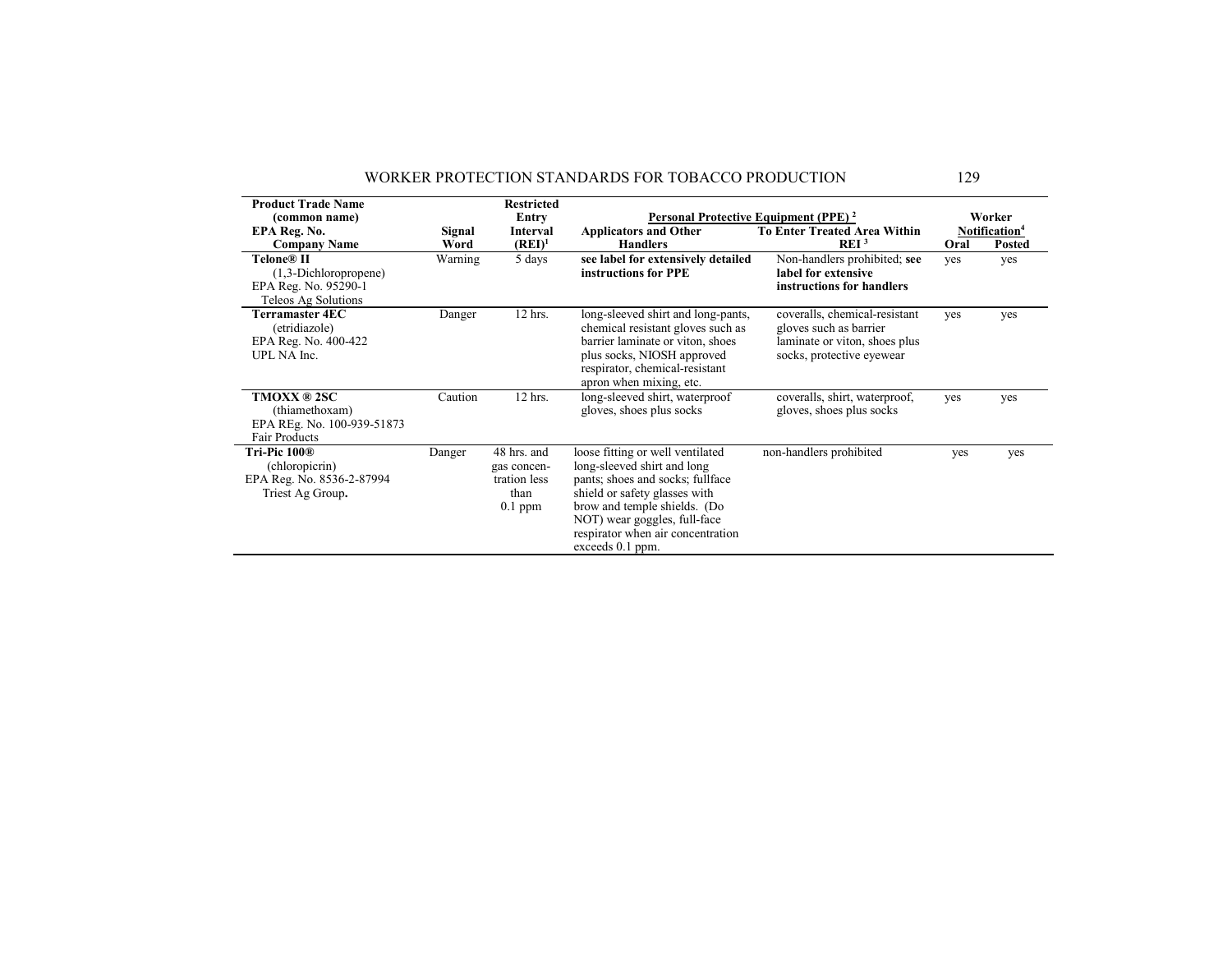| Product Trade Name (common name) EPA Reg. No. Company Name | Signal Word | Restricted Entry Interval (REI)[1] | Personal Protective Equipment (PPE) [2] | | Worker Notification[4] | |
|---|---|---|---|---|---|---|
| | | | Applicators and Other Handlers | To Enter Treated Area Within REI [3] | Oral | Posted |
| **Telone® II** (1,3-Dichloropropene) EPA Reg. No. 95290-1 Teleos Ag Solutions | Warning | 5 days | **see label for extensively detailed instructions for PPE** | Non-handlers prohibited; **see label for extensive instructions for handlers** | yes | yes |
| **Terramaster 4EC** (etridiazole) EPA Reg. No. 400-422 UPL NA Inc. | Danger | 12 hrs. | long-sleeved shirt and long-pants, chemical resistant gloves such as barrier laminate or viton, shoes plus socks, NIOSH approved respirator, chemical-resistant apron when mixing, etc. | coveralls, chemical-resistant gloves such as barrier laminate or viton, shoes plus socks, protective eyewear | yes | yes |
| **TMOXX ® 2SC** (thiamethoxam) EPA REg. No. 100-939-51873 Fair Products | Caution | 12 hrs. | long-sleeved shirt, waterproof gloves, shoes plus socks | coveralls, shirt, waterproof, gloves, shoes plus socks | yes | yes |
| **Tri-Pic 100®** (chloropicrin) EPA Reg. No. 8536-2-87994 Triest Ag Group**.** | Danger | 48 hrs. and gas concentration less than 0.1 ppm | loose fitting or well ventilated long-sleeved shirt and long pants; shoes and socks; fullface shield or safety glasses with brow and temple shields. (Do NOT) wear goggles, full-face respirator when air concentration exceeds 0.1 ppm. | non-handlers prohibited | yes | yes |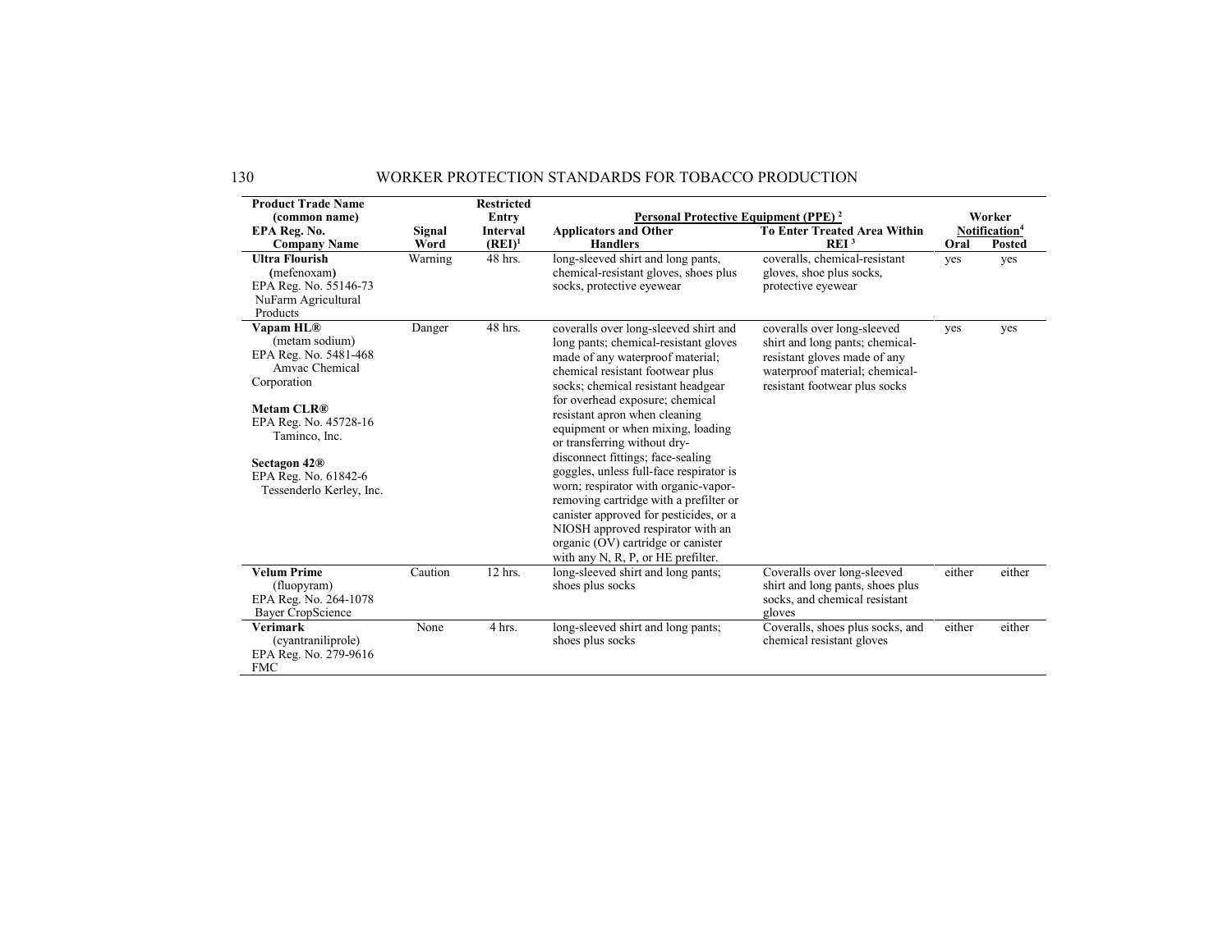| Product Trade Name (common name) EPA Reg. No. Company Name | Signal Word | Restricted Entry Interval (REI)[1] | Personal Protective Equipment (PPE) [2] | | Worker Notification[4] | |
|---|---|---|---|---|---|---|
| | | | Applicators and Other Handlers | To Enter Treated Area Within REI [3] | Oral | Posted |
| **Ultra Flourish** (mefenoxam) EPA Reg. No. 55146-73 NuFarm Agricultural Products | Warning | 48 hrs. | long-sleeved shirt and long pants, chemical-resistant gloves, shoes plus socks, protective eyewear | coveralls, chemical-resistant gloves, shoe plus socks, protective eyewear | yes | yes |
| **Vapam HL®** (metam sodium) EPA Reg. No. 5481-468 Amvac Chemical Corporation<br><br>**Metam CLR®** EPA Reg. No. 45728-16 Taminco, Inc.<br><br>**Sectagon 42®** EPA Reg. No. 61842-6 Tessenderlo Kerley, Inc. | Danger | 48 hrs. | coveralls over long-sleeved shirt and long pants; chemical-resistant gloves made of any waterproof material; chemical resistant footwear plus socks; chemical resistant headgear for overhead exposure; chemical resistant apron when cleaning equipment or when mixing, loading or transferring without dry-disconnect fittings; face-sealing goggles, unless full-face respirator is worn; respirator with organic-vapor-removing cartridge with a prefilter or canister approved for pesticides, or a NIOSH approved respirator with an organic (OV) cartridge or canister with any N, R, P, or HE prefilter. | coveralls over long-sleeved shirt and long pants; chemical-resistant gloves made of any waterproof material; chemical-resistant footwear plus socks | yes | yes |
| **Velum Prime** (fluopyram) EPA Reg. No. 264-1078 Bayer CropScience | Caution | 12 hrs. | long-sleeved shirt and long pants; shoes plus socks | Coveralls over long-sleeved shirt and long pants, shoes plus socks, and chemical resistant gloves | either | either |
| **Verimark** (cyantraniliprole) EPA Reg. No. 279-9616 FMC | None | 4 hrs. | long-sleeved shirt and long pants; shoes plus socks | Coveralls, shoes plus socks, and chemical resistant gloves | either | either |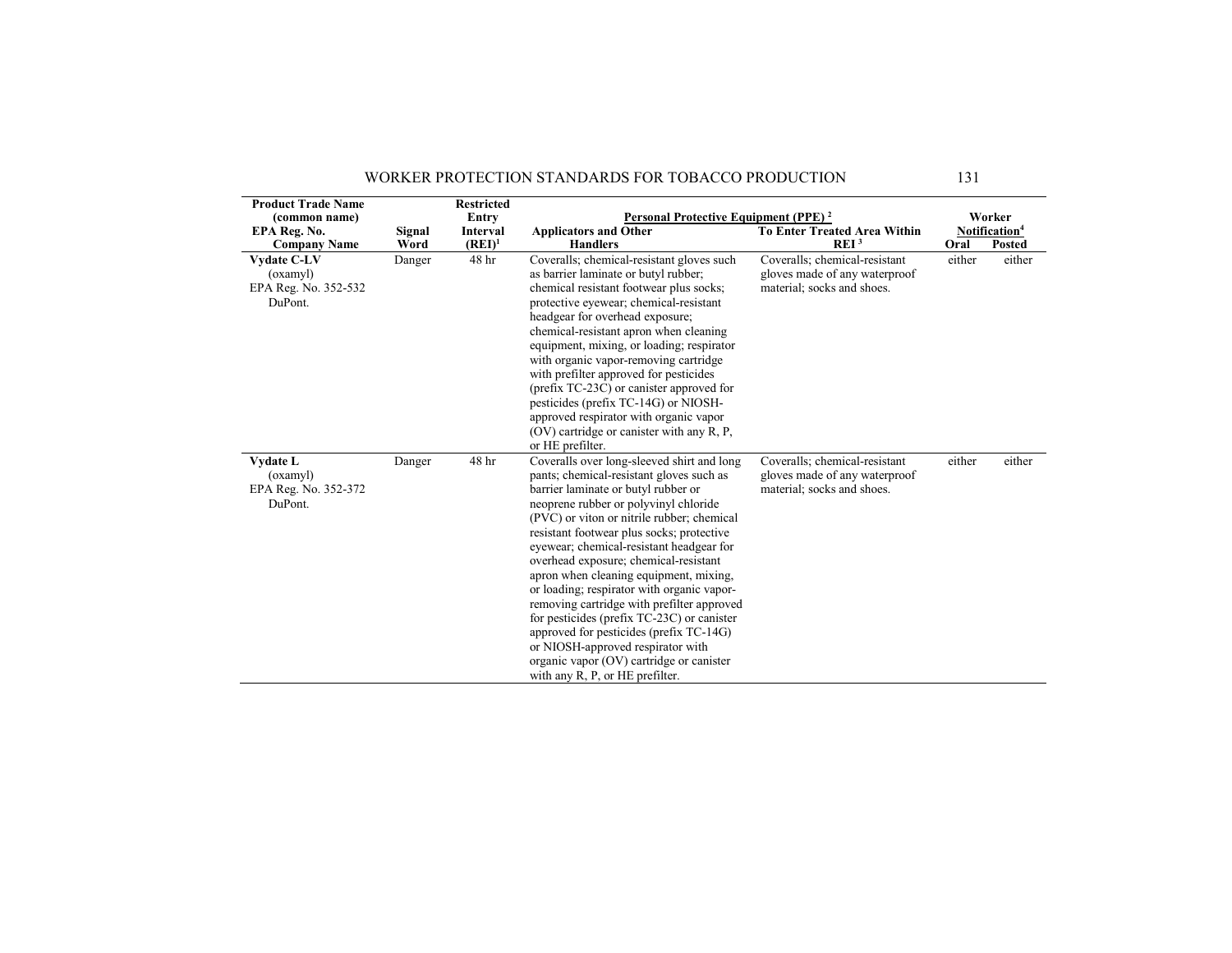| Product Trade Name (common name) EPA Reg. No. Company Name | Signal Word | Restricted Entry Interval (REI)[1] | Personal Protective Equipment (PPE) [2] Applicators and Other Handlers | To Enter Treated Area Within REI [3] | Worker Notification[4] Oral | Posted |
|---|---|---|---|---|---|---|
| **Vydate C-LV** (oxamyl) EPA Reg. No. 352-532 DuPont. | Danger | 48 hr | Coveralls; chemical-resistant gloves such as barrier laminate or butyl rubber; chemical resistant footwear plus socks; protective eyewear; chemical-resistant headgear for overhead exposure; chemical-resistant apron when cleaning equipment, mixing, or loading; respirator with organic vapor-removing cartridge with prefilter approved for pesticides (prefix TC-23C) or canister approved for pesticides (prefix TC-14G) or NIOSH-approved respirator with organic vapor (OV) cartridge or canister with any R, P, or HE prefilter. | Coveralls; chemical-resistant gloves made of any waterproof material; socks and shoes. | either | either |
| **Vydate L** (oxamyl) EPA Reg. No. 352-372 DuPont. | Danger | 48 hr | Coveralls over long-sleeved shirt and long pants; chemical-resistant gloves such as barrier laminate or butyl rubber or neoprene rubber or polyvinyl chloride (PVC) or viton or nitrile rubber; chemical resistant footwear plus socks; protective eyewear; chemical-resistant headgear for overhead exposure; chemical-resistant apron when cleaning equipment, mixing, or loading; respirator with organic vapor-removing cartridge with prefilter approved for pesticides (prefix TC-23C) or canister approved for pesticides (prefix TC-14G) or NIOSH-approved respirator with organic vapor (OV) cartridge or canister with any R, P, or HE prefilter. | Coveralls; chemical-resistant gloves made of any waterproof material; socks and shoes. | either | either |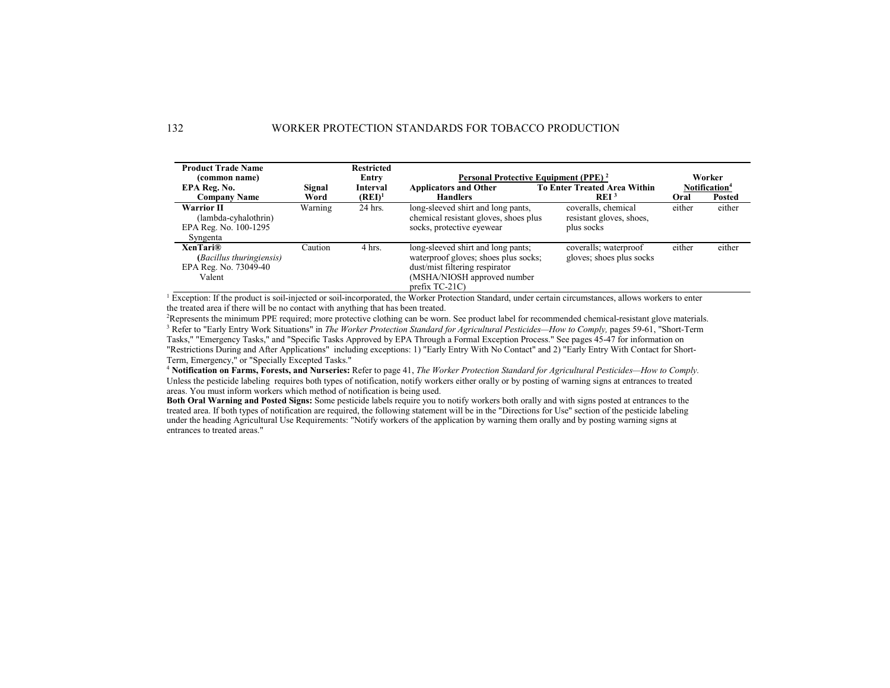| Product Trade Name (common name) EPA Reg. No. Company Name | Signal Word | Restricted Entry Interval (REI)[1] | Personal Protective Equipment (PPE)[2] | | Worker Notification[4] | |
|---|---|---|---|---|---|---|
| | | | Applicators and Other Handlers | To Enter Treated Area Within REI[3] | Oral | Posted |
| **Warrior II** (lambda-cyhalothrin) EPA Reg. No. 100-1295 Syngenta | Warning | 24 hrs. | long-sleeved shirt and long pants, chemical resistant gloves, shoes plus socks, protective eyewear | coveralls, chemical resistant gloves, shoes, plus socks | either | either |
| **XenTari®** (*Bacillus thuringiensis)* EPA Reg. No. 73049-40 Valent | Caution | 4 hrs. | long-sleeved shirt and long pants; waterproof gloves; shoes plus socks; dust/mist filtering respirator (MSHA/NIOSH approved number prefix TC-21C) | coveralls; waterproof gloves; shoes plus socks | either | either |

[1] Exception: If the product is soil-injected or soil-incorporated, the Worker Protection Standard, under certain circumstances, allows workers to enter the treated area if there will be no contact with anything that has been treated.

[2]Represents the minimum PPE required; more protective clothing can be worn. See product label for recommended chemical-resistant glove materials.

[3] Refer to "Early Entry Work Situations" in *The Worker Protection Standard for Agricultural Pesticides—How to Comply,* pages 59-61, "Short-Term Tasks," "Emergency Tasks," and "Specific Tasks Approved by EPA Through a Formal Exception Process." See pages 45-47 for information on "Restrictions During and After Applications" including exceptions: 1) "Early Entry With No Contact" and 2) "Early Entry With Contact for Short-Term, Emergency," or "Specially Excepted Tasks."

[4] **Notification on Farms, Forests, and Nurseries:** Refer to page 41, *The Worker Protection Standard for Agricultural Pesticides—How to Comply.* Unless the pesticide labeling requires both types of notification, notify workers either orally or by posting of warning signs at entrances to treated areas. You must inform workers which method of notification is being used.

**Both Oral Warning and Posted Signs:** Some pesticide labels require you to notify workers both orally and with signs posted at entrances to the treated area. If both types of notification are required, the following statement will be in the "Directions for Use" section of the pesticide labeling under the heading Agricultural Use Requirements: "Notify workers of the application by warning them orally and by posting warning signs at entrances to treated areas."